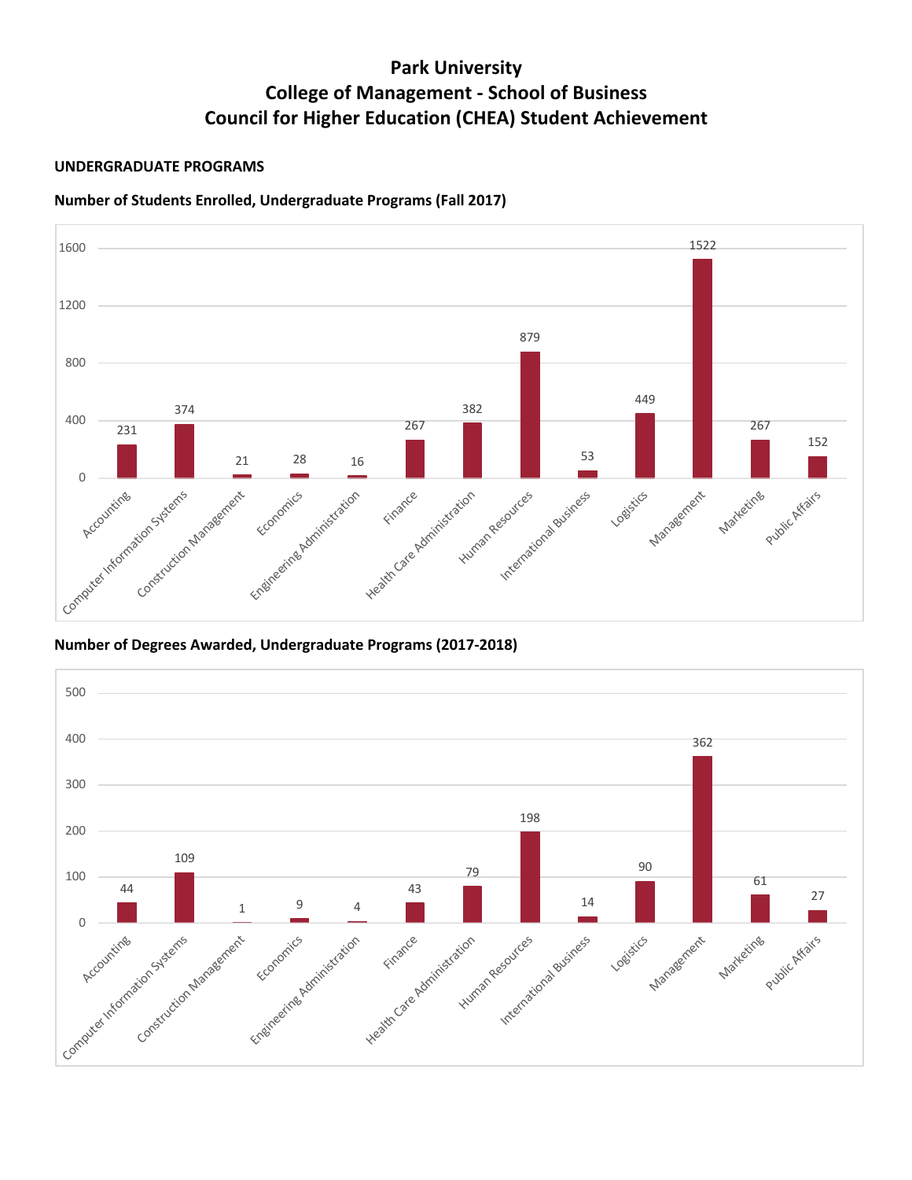# Park University
# College of Management - School of Business
# Council for Higher Education (CHEA) Student Achievement

## UNDERGRADUATE PROGRAMS

### Number of Students Enrolled, Undergraduate Programs (Fall 2017)

| Program | Students Enrolled |
|---|---|
| Accounting | 231 |
| Computer Information Systems | 374 |
| Construction Management | 21 |
| Economics | 28 |
| Engineering Administration | 16 |
| Finance | 267 |
| Health Care Administration | 382 |
| Human Resources | 879 |
| International Business | 53 |
| Logistics | 449 |
| Management | 1522 |
| Marketing | 267 |
| Public Affairs | 152 |

### Number of Degrees Awarded, Undergraduate Programs (2017-2018)

| Program | Degrees Awarded |
|---|---|
| Accounting | 44 |
| Computer Information Systems | 109 |
| Construction Management | 1 |
| Economics | 9 |
| Engineering Administration | 4 |
| Finance | 43 |
| Health Care Administration | 79 |
| Human Resources | 198 |
| International Business | 14 |
| Logistics | 90 |
| Management | 362 |
| Marketing | 61 |
| Public Affairs | 27 |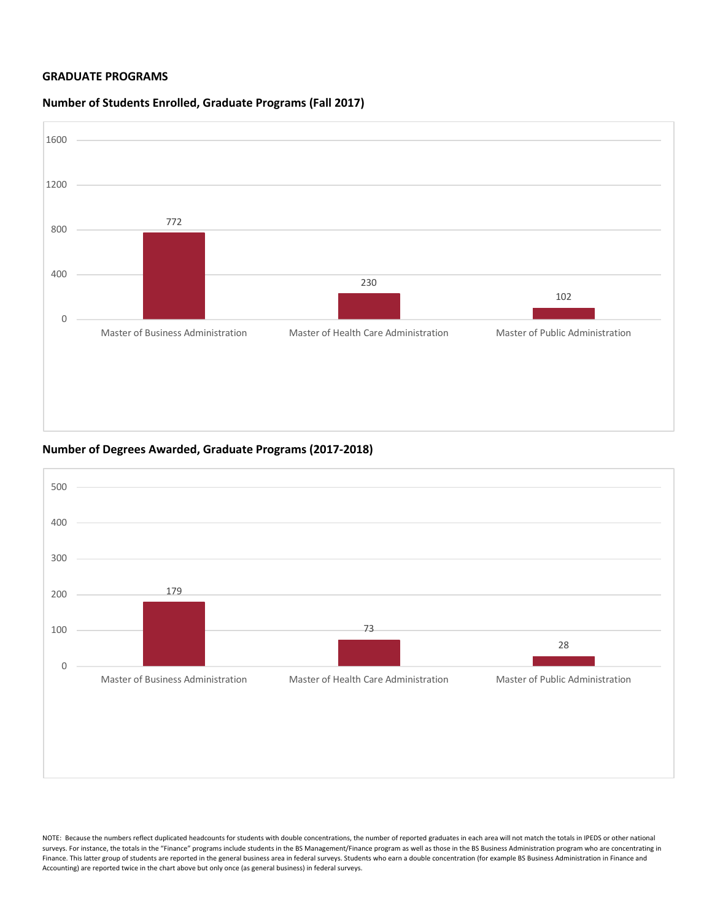**GRADUATE PROGRAMS**

**Number of Students Enrolled, Graduate Programs (Fall 2017)**

1600
1200
800
400
0

772
230
102

Master of Business Administration
Master of Health Care Administration
Master of Public Administration

**Number of Degrees Awarded, Graduate Programs (2017-2018)**

500
400
300
200
100
0

179
73
28

Master of Business Administration
Master of Health Care Administration
Master of Public Administration

NOTE: Because the numbers reflect duplicated headcounts for students with double concentrations, the number of reported graduates in each area will not match the totals in IPEDS or other national surveys. For instance, the totals in the "Finance" programs include students in the BS Management/Finance program as well as those in the BS Business Administration program who are concentrating in Finance. This latter group of students are reported in the general business area in federal surveys. Students who earn a double concentration (for example BS Business Administration in Finance and Accounting) are reported twice in the chart above but only once (as general business) in federal surveys.